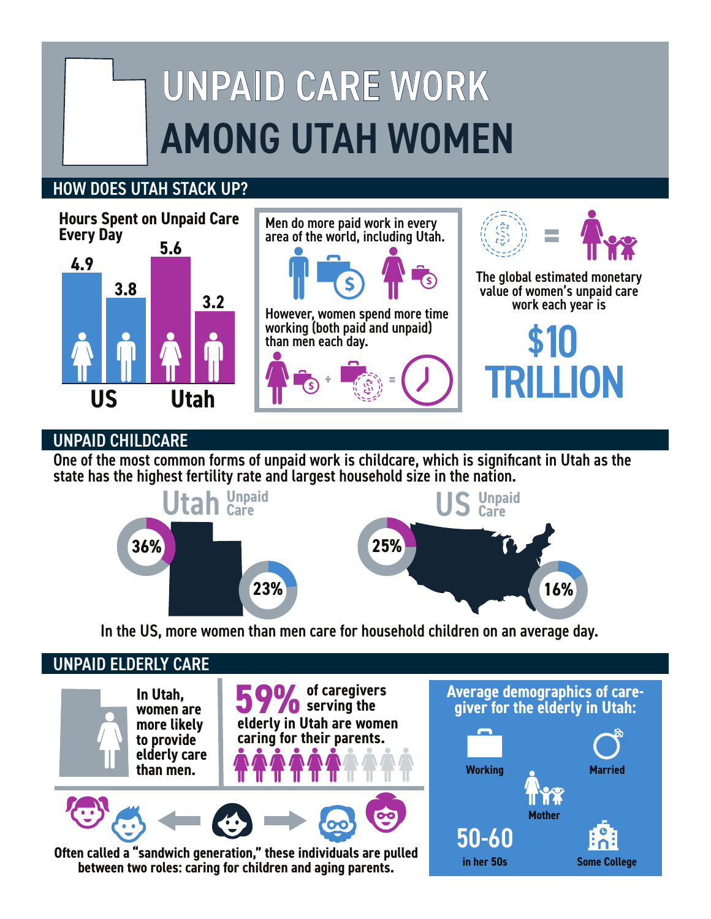# UNPAID CARE WORK AMONG UTAH WOMEN

## HOW DOES UTAH STACK UP?

**Hours Spent on Unpaid Care Every Day**

| | Women | Men |
|---|---|---|
| US | 4.9 | 3.8 |
| Utah | 5.6 | 3.2 |

Men do more paid work in every area of the world, including Utah.

However, women spend more time working (both paid and unpaid) than men each day.

The global estimated monetary value of women's unpaid care work each year is

**$10 TRILLION**

## UNPAID CHILDCARE

One of the most common forms of unpaid work is childcare, which is significant in Utah as the state has the highest fertility rate and largest household size in the nation.

**Utah Unpaid Care**

- 36%
- 23%

**US Unpaid Care**

- 25%
- 16%

In the US, more women than men care for household children on an average day.

## UNPAID ELDERLY CARE

In Utah, women are more likely to provide elderly care than men.

**59%** of caregivers serving the elderly in Utah are women caring for their parents.

Often called a "sandwich generation," these individuals are pulled between two roles: caring for children and aging parents.

**Average demographics of caregiver for the elderly in Utah:**

- Working
- Married
- Mother
- 50-60 in her 50s
- Some College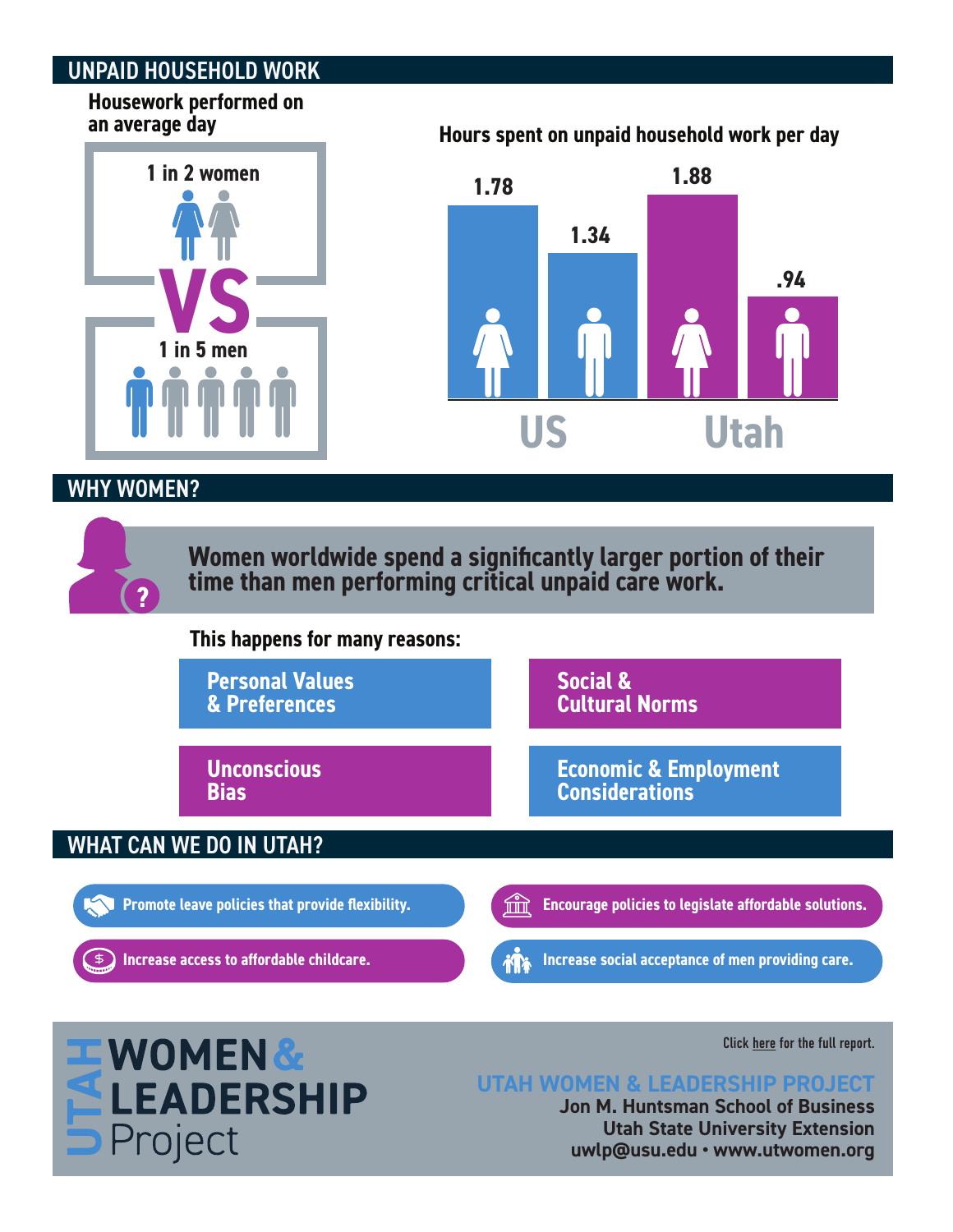## UNPAID HOUSEHOLD WORK

**Housework performed on an average day**

1 in 2 women

VS

1 in 5 men

**Hours spent on unpaid household work per day**

1.78
1.34
1.88
.94

US
Utah

## WHY WOMEN?

**Women worldwide spend a significantly larger portion of their time than men performing critical unpaid care work.**

**This happens for many reasons:**

- Personal Values & Preferences
- Social & Cultural Norms
- Unconscious Bias
- Economic & Employment Considerations

## WHAT CAN WE DO IN UTAH?

- Promote leave policies that provide flexibility.
- Encourage policies to legislate affordable solutions.
- Increase access to affordable childcare.
- Increase social acceptance of men providing care.

UTAH WOMEN & LEADERSHIP Project

Click here for the full report.

**UTAH WOMEN & LEADERSHIP PROJECT**
Jon M. Huntsman School of Business
Utah State University Extension
uwlp@usu.edu • www.utwomen.org